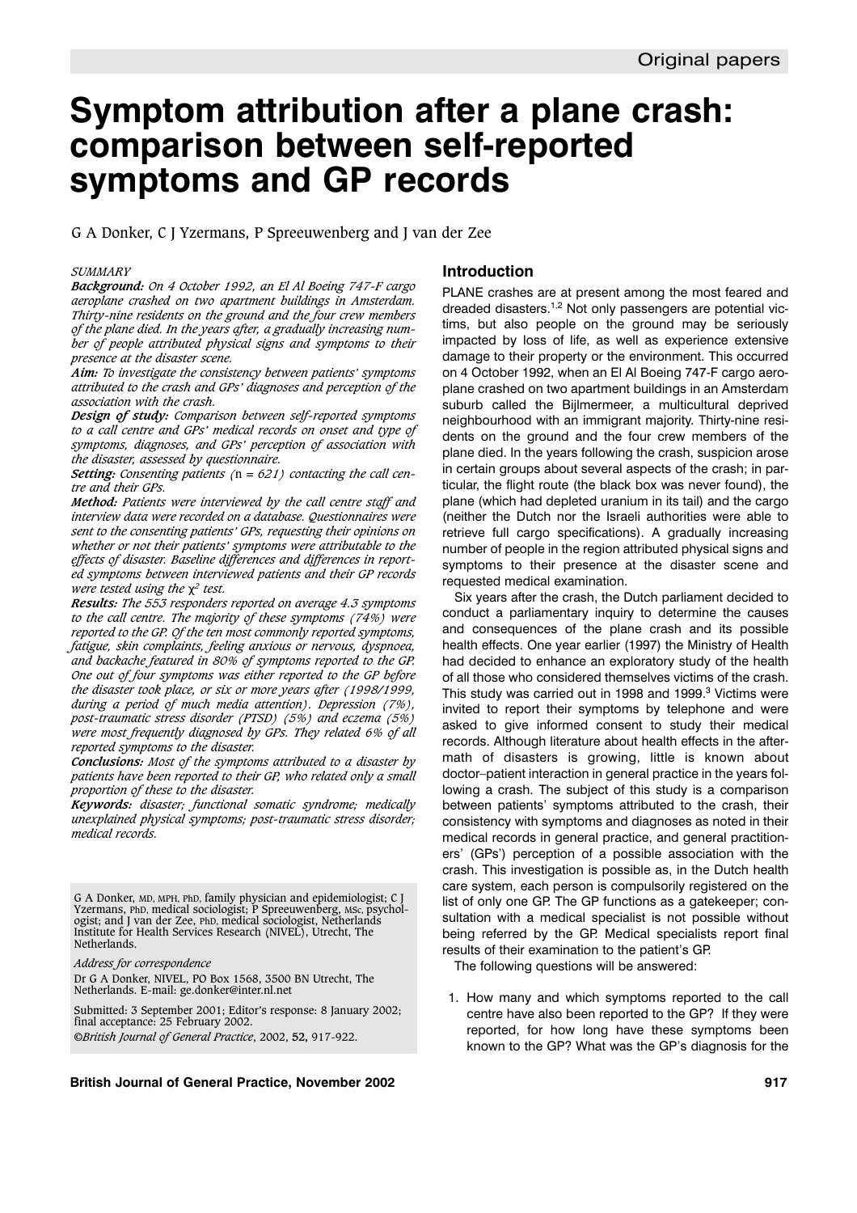# Symptom attribution after a plane crash: comparison between self-reported symptoms and GP records

G A Donker, C J Yzermans, P Spreeuwenberg and J van der Zee

*SUMMARY*

***Background:*** *On 4 October 1992, an El Al Boeing 747-F cargo aeroplane crashed on two apartment buildings in Amsterdam. Thirty-nine residents on the ground and the four crew members of the plane died. In the years after, a gradually increasing number of people attributed physical signs and symptoms to their presence at the disaster scene.*

***Aim:*** *To investigate the consistency between patients' symptoms attributed to the crash and GPs' diagnoses and perception of the association with the crash.*

***Design of study:*** *Comparison between self-reported symptoms to a call centre and GPs' medical records on onset and type of symptoms, diagnoses, and GPs' perception of association with the disaster, assessed by questionnaire.*

***Setting:*** *Consenting patients (n = 621) contacting the call centre and their GPs.*

***Method:*** *Patients were interviewed by the call centre staff and interview data were recorded on a database. Questionnaires were sent to the consenting patients' GPs, requesting their opinions on whether or not their patients' symptoms were attributable to the effects of disaster. Baseline differences and differences in reported symptoms between interviewed patients and their GP records were tested using the $\chi^2$ test.*

***Results:*** *The 553 responders reported on average 4.3 symptoms to the call centre. The majority of these symptoms (74%) were reported to the GP. Of the ten most commonly reported symptoms, fatigue, skin complaints, feeling anxious or nervous, dyspnoea, and backache featured in 80% of symptoms reported to the GP. One out of four symptoms was either reported to the GP before the disaster took place, or six or more years after (1998/1999, during a period of much media attention). Depression (7%), post-traumatic stress disorder (PTSD) (5%) and eczema (5%) were most frequently diagnosed by GPs. They related 6% of all reported symptoms to the disaster.*

***Conclusions:*** *Most of the symptoms attributed to a disaster by patients have been reported to their GP, who related only a small proportion of these to the disaster.*

***Keywords:*** *disaster; functional somatic syndrome; medically unexplained physical symptoms; post-traumatic stress disorder; medical records.*

G A Donker, MD, MPH, PhD, family physician and epidemiologist; C J Yzermans, PhD, medical sociologist; P Spreeuwenberg, MSc, psychologist; and J van der Zee, PhD, medical sociologist, Netherlands Institute for Health Services Research (NIVEL), Utrecht, The Netherlands.

*Address for correspondence*

Dr G A Donker, NIVEL, PO Box 1568, 3500 BN Utrecht, The Netherlands. E-mail: ge.donker@inter.nl.net

Submitted: 3 September 2001; Editor's response: 8 January 2002; final acceptance: 25 February 2002.

©*British Journal of General Practice*, 2002, **52**, 917-922.

## Introduction

PLANE crashes are at present among the most feared and dreaded disasters.[1,2] Not only passengers are potential victims, but also people on the ground may be seriously impacted by loss of life, as well as experience extensive damage to their property or the environment. This occurred on 4 October 1992, when an El Al Boeing 747-F cargo aeroplane crashed on two apartment buildings in an Amsterdam suburb called the Bijlmermeer, a multicultural deprived neighbourhood with an immigrant majority. Thirty-nine residents on the ground and the four crew members of the plane died. In the years following the crash, suspicion arose in certain groups about several aspects of the crash; in particular, the flight route (the black box was never found), the plane (which had depleted uranium in its tail) and the cargo (neither the Dutch nor the Israeli authorities were able to retrieve full cargo specifications). A gradually increasing number of people in the region attributed physical signs and symptoms to their presence at the disaster scene and requested medical examination.

Six years after the crash, the Dutch parliament decided to conduct a parliamentary inquiry to determine the causes and consequences of the plane crash and its possible health effects. One year earlier (1997) the Ministry of Health had decided to enhance an exploratory study of the health of all those who considered themselves victims of the crash. This study was carried out in 1998 and 1999.[3] Victims were invited to report their symptoms by telephone and were asked to give informed consent to study their medical records. Although literature about health effects in the aftermath of disasters is growing, little is known about doctor–patient interaction in general practice in the years following a crash. The subject of this study is a comparison between patients' symptoms attributed to the crash, their consistency with symptoms and diagnoses as noted in their medical records in general practice, and general practitioners' (GPs') perception of a possible association with the crash. This investigation is possible as, in the Dutch health care system, each person is compulsorily registered on the list of only one GP. The GP functions as a gatekeeper; consultation with a medical specialist is not possible without being referred by the GP. Medical specialists report final results of their examination to the patient's GP.

The following questions will be answered:

1. How many and which symptoms reported to the call centre have also been reported to the GP? If they were reported, for how long have these symptoms been known to the GP? What was the GP's diagnosis for the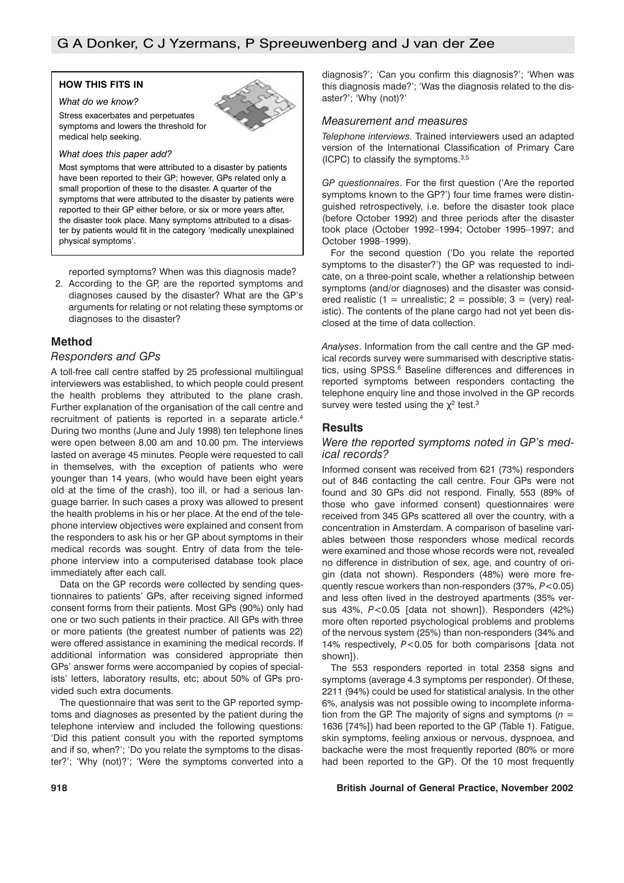**HOW THIS FITS IN**

*What do we know?*

Stress exacerbates and perpetuates symptoms and lowers the threshold for medical help seeking.

*What does this paper add?*

Most symptoms that were attributed to a disaster by patients have been reported to their GP; however, GPs related only a small proportion of these to the disaster. A quarter of the symptoms that were attributed to the disaster by patients were reported to their GP either before, or six or more years after, the disaster took place. Many symptoms attributed to a disaster by patients would fit in the category 'medically unexplained physical symptoms'.

reported symptoms? When was this diagnosis made?

2. According to the GP, are the reported symptoms and diagnoses caused by the disaster? What are the GP's arguments for relating or not relating these symptoms or diagnoses to the disaster?

## Method

### Responders and GPs

A toll-free call centre staffed by 25 professional multilingual interviewers was established, to which people could present the health problems they attributed to the plane crash. Further explanation of the organisation of the call centre and recruitment of patients is reported in a separate article.[4] During two months (June and July 1998) ten telephone lines were open between 8.00 am and 10.00 pm. The interviews lasted on average 45 minutes. People were requested to call in themselves, with the exception of patients who were younger than 14 years, (who would have been eight years old at the time of the crash), too ill, or had a serious language barrier. In such cases a proxy was allowed to present the health problems in his or her place. At the end of the telephone interview objectives were explained and consent from the responders to ask his or her GP about symptoms in their medical records was sought. Entry of data from the telephone interview into a computerised database took place immediately after each call.

Data on the GP records were collected by sending questionnaires to patients' GPs, after receiving signed informed consent forms from their patients. Most GPs (90%) only had one or two such patients in their practice. All GPs with three or more patients (the greatest number of patients was 22) were offered assistance in examining the medical records. If additional information was considered appropriate then GPs' answer forms were accompanied by copies of specialists' letters, laboratory results, etc; about 50% of GPs provided such extra documents.

The questionnaire that was sent to the GP reported symptoms and diagnoses as presented by the patient during the telephone interview and included the following questions: 'Did this patient consult you with the reported symptoms and if so, when?'; 'Do you relate the symptoms to the disaster?'; 'Why (not)?'; 'Were the symptoms converted into a diagnosis?'; 'Can you confirm this diagnosis?'; 'When was this diagnosis made?'; 'Was the diagnosis related to the disaster?'; 'Why (not)?'

### Measurement and measures

*Telephone interviews.* Trained interviewers used an adapted version of the International Classification of Primary Care (ICPC) to classify the symptoms.[3,5]

*GP questionnaires*. For the first question ('Are the reported symptoms known to the GP?') four time frames were distinguished retrospectively, i.e. before the disaster took place (before October 1992) and three periods after the disaster took place (October 1992–1994; October 1995–1997; and October 1998–1999).

For the second question ('Do you relate the reported symptoms to the disaster?') the GP was requested to indicate, on a three-point scale, whether a relationship between symptoms (and/or diagnoses) and the disaster was considered realistic (1 = unrealistic; 2 = possible; 3 = (very) realistic). The contents of the plane cargo had not yet been disclosed at the time of data collection.

*Analyses*. Information from the call centre and the GP medical records survey were summarised with descriptive statistics, using SPSS.[6] Baseline differences and differences in reported symptoms between responders contacting the telephone enquiry line and those involved in the GP records survey were tested using the $\chi^2$ test.[3]

## Results

### Were the reported symptoms noted in GP's medical records?

Informed consent was received from 621 (73%) responders out of 846 contacting the call centre. Four GPs were not found and 30 GPs did not respond. Finally, 553 (89% of those who gave informed consent) questionnaires were received from 345 GPs scattered all over the country, with a concentration in Amsterdam. A comparison of baseline variables between those responders whose medical records were examined and those whose records were not, revealed no difference in distribution of sex, age, and country of origin (data not shown). Responders (48%) were more frequently rescue workers than non-responders (37%, $P<0.05$) and less often lived in the destroyed apartments (35% versus 43%, $P<0.05$ [data not shown]). Responders (42%) more often reported psychological problems and problems of the nervous system (25%) than non-responders (34% and 14% respectively, $P<0.05$ for both comparisons [data not shown]).

The 553 responders reported in total 2358 signs and symptoms (average 4.3 symptoms per responder). Of these, 2211 (94%) could be used for statistical analysis. In the other 6%, analysis was not possible owing to incomplete information from the GP. The majority of signs and symptoms ($n$ = 1636 [74%]) had been reported to the GP (Table 1). Fatigue, skin symptoms, feeling anxious or nervous, dyspnoea, and backache were the most frequently reported (80% or more had been reported to the GP). Of the 10 most frequently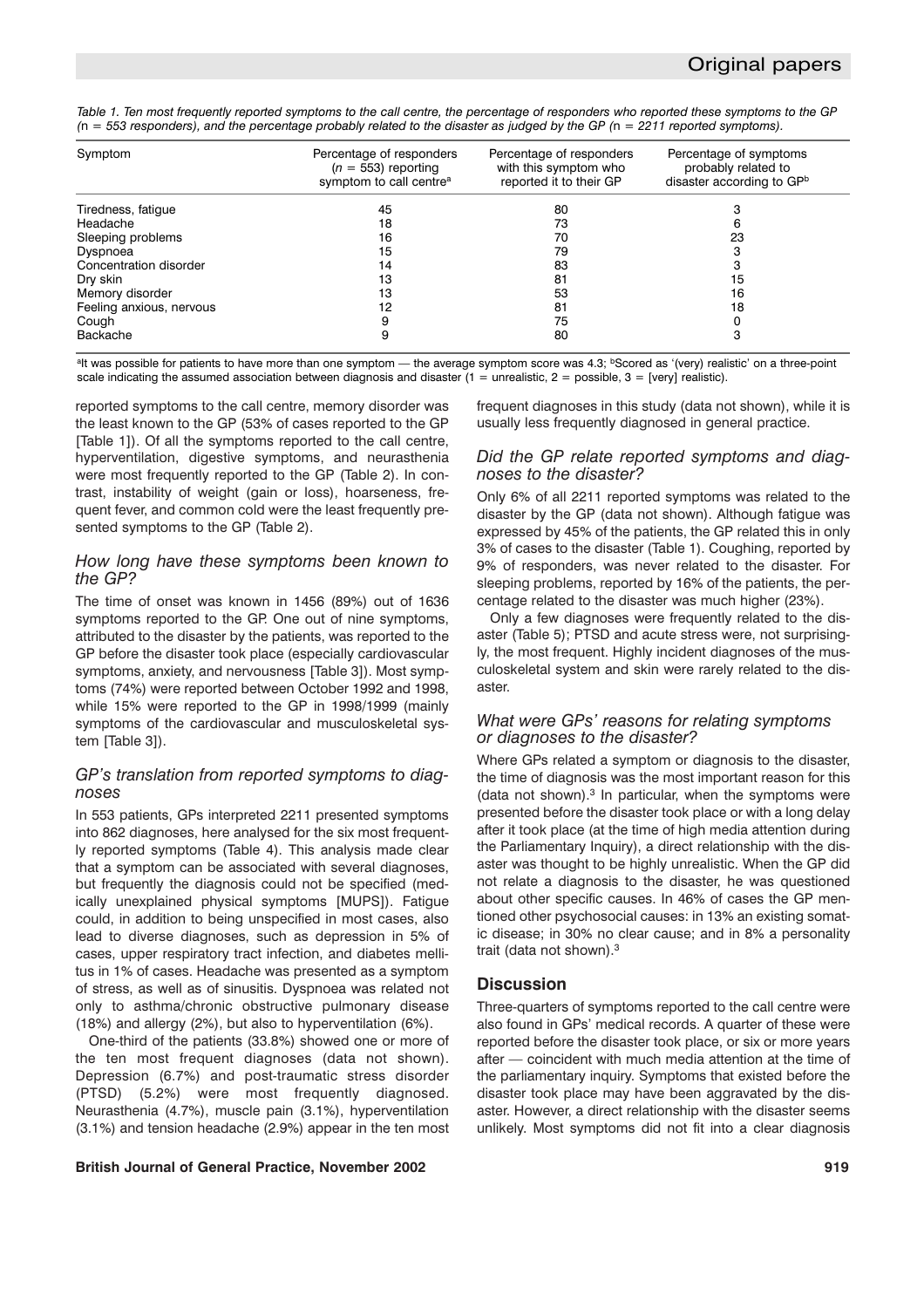*Table 1. Ten most frequently reported symptoms to the call centre, the percentage of responders who reported these symptoms to the GP (n = 553 responders), and the percentage probably related to the disaster as judged by the GP (n = 2211 reported symptoms).*

| Symptom | Percentage of responders ($n$ = 553) reporting symptom to call centre[a] | Percentage of responders with this symptom who reported it to their GP | Percentage of symptoms probably related to disaster according to GP[b] |
|---|---|---|---|
| Tiredness, fatigue | 45 | 80 | 3 |
| Headache | 18 | 73 | 6 |
| Sleeping problems | 16 | 70 | 23 |
| Dyspnoea | 15 | 79 | 3 |
| Concentration disorder | 14 | 83 | 3 |
| Dry skin | 13 | 81 | 15 |
| Memory disorder | 13 | 53 | 16 |
| Feeling anxious, nervous | 12 | 81 | 18 |
| Cough | 9 | 75 | 0 |
| Backache | 9 | 80 | 3 |

[a]It was possible for patients to have more than one symptom — the average symptom score was 4.3; [b]Scored as '(very) realistic' on a three-point scale indicating the assumed association between diagnosis and disaster (1 = unrealistic, 2 = possible, 3 = [very] realistic).

reported symptoms to the call centre, memory disorder was the least known to the GP (53% of cases reported to the GP [Table 1]). Of all the symptoms reported to the call centre, hyperventilation, digestive symptoms, and neurasthenia were most frequently reported to the GP (Table 2). In contrast, instability of weight (gain or loss), hoarseness, frequent fever, and common cold were the least frequently presented symptoms to the GP (Table 2).

### *How long have these symptoms been known to the GP?*

The time of onset was known in 1456 (89%) out of 1636 symptoms reported to the GP. One out of nine symptoms, attributed to the disaster by the patients, was reported to the GP before the disaster took place (especially cardiovascular symptoms, anxiety, and nervousness [Table 3]). Most symptoms (74%) were reported between October 1992 and 1998, while 15% were reported to the GP in 1998/1999 (mainly symptoms of the cardiovascular and musculoskeletal system [Table 3]).

### *GP's translation from reported symptoms to diagnoses*

In 553 patients, GPs interpreted 2211 presented symptoms into 862 diagnoses, here analysed for the six most frequently reported symptoms (Table 4). This analysis made clear that a symptom can be associated with several diagnoses, but frequently the diagnosis could not be specified (medically unexplained physical symptoms [MUPS]). Fatigue could, in addition to being unspecified in most cases, also lead to diverse diagnoses, such as depression in 5% of cases, upper respiratory tract infection, and diabetes mellitus in 1% of cases. Headache was presented as a symptom of stress, as well as of sinusitis. Dyspnoea was related not only to asthma/chronic obstructive pulmonary disease (18%) and allergy (2%), but also to hyperventilation (6%).

One-third of the patients (33.8%) showed one or more of the ten most frequent diagnoses (data not shown). Depression (6.7%) and post-traumatic stress disorder (PTSD) (5.2%) were most frequently diagnosed. Neurasthenia (4.7%), muscle pain (3.1%), hyperventilation (3.1%) and tension headache (2.9%) appear in the ten most frequent diagnoses in this study (data not shown), while it is usually less frequently diagnosed in general practice.

### *Did the GP relate reported symptoms and diagnoses to the disaster?*

Only 6% of all 2211 reported symptoms was related to the disaster by the GP (data not shown). Although fatigue was expressed by 45% of the patients, the GP related this in only 3% of cases to the disaster (Table 1). Coughing, reported by 9% of responders, was never related to the disaster. For sleeping problems, reported by 16% of the patients, the percentage related to the disaster was much higher (23%).

Only a few diagnoses were frequently related to the disaster (Table 5); PTSD and acute stress were, not surprisingly, the most frequent. Highly incident diagnoses of the musculoskeletal system and skin were rarely related to the disaster.

### *What were GPs' reasons for relating symptoms or diagnoses to the disaster?*

Where GPs related a symptom or diagnosis to the disaster, the time of diagnosis was the most important reason for this (data not shown).[3] In particular, when the symptoms were presented before the disaster took place or with a long delay after it took place (at the time of high media attention during the Parliamentary Inquiry), a direct relationship with the disaster was thought to be highly unrealistic. When the GP did not relate a diagnosis to the disaster, he was questioned about other specific causes. In 46% of cases the GP mentioned other psychosocial causes: in 13% an existing somatic disease; in 30% no clear cause; and in 8% a personality trait (data not shown).[3]

## Discussion

Three-quarters of symptoms reported to the call centre were also found in GPs' medical records. A quarter of these were reported before the disaster took place, or six or more years after — coincident with much media attention at the time of the parliamentary inquiry. Symptoms that existed before the disaster took place may have been aggravated by the disaster. However, a direct relationship with the disaster seems unlikely. Most symptoms did not fit into a clear diagnosis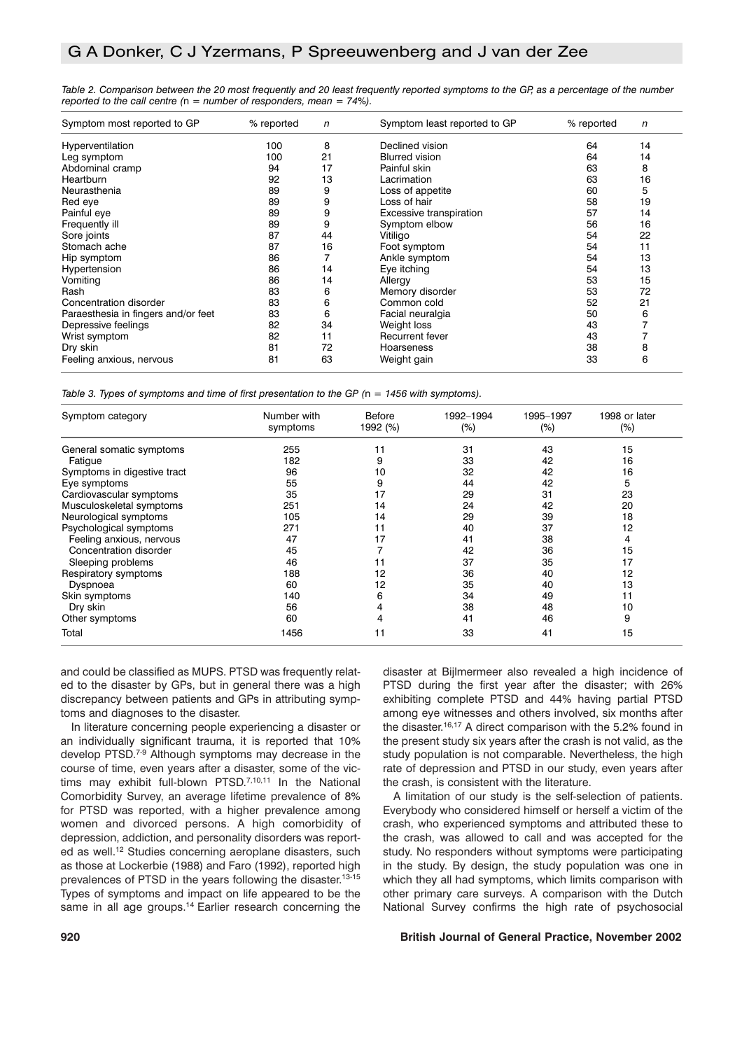*Table 2. Comparison between the 20 most frequently and 20 least frequently reported symptoms to the GP, as a percentage of the number reported to the call centre (n = number of responders, mean = 74%).*

| Symptom most reported to GP | % reported | n | Symptom least reported to GP | % reported | n |
|---|---|---|---|---|---|
| Hyperventilation | 100 | 8 | Declined vision | 64 | 14 |
| Leg symptom | 100 | 21 | Blurred vision | 64 | 14 |
| Abdominal cramp | 94 | 17 | Painful skin | 63 | 8 |
| Heartburn | 92 | 13 | Lacrimation | 63 | 16 |
| Neurasthenia | 89 | 9 | Loss of appetite | 60 | 5 |
| Red eye | 89 | 9 | Loss of hair | 58 | 19 |
| Painful eye | 89 | 9 | Excessive transpiration | 57 | 14 |
| Frequently ill | 89 | 9 | Symptom elbow | 56 | 16 |
| Sore joints | 87 | 44 | Vitiligo | 54 | 22 |
| Stomach ache | 87 | 16 | Foot symptom | 54 | 11 |
| Hip symptom | 86 | 7 | Ankle symptom | 54 | 13 |
| Hypertension | 86 | 14 | Eye itching | 54 | 13 |
| Vomiting | 86 | 14 | Allergy | 53 | 15 |
| Rash | 83 | 6 | Memory disorder | 53 | 72 |
| Concentration disorder | 83 | 6 | Common cold | 52 | 21 |
| Paraesthesia in fingers and/or feet | 83 | 6 | Facial neuralgia | 50 | 6 |
| Depressive feelings | 82 | 34 | Weight loss | 43 | 7 |
| Wrist symptom | 82 | 11 | Recurrent fever | 43 | 7 |
| Dry skin | 81 | 72 | Hoarseness | 38 | 8 |
| Feeling anxious, nervous | 81 | 63 | Weight gain | 33 | 6 |

*Table 3. Types of symptoms and time of first presentation to the GP (n = 1456 with symptoms).*

| Symptom category | Number with symptoms | Before 1992 (%) | 1992–1994 (%) | 1995–1997 (%) | 1998 or later (%) |
|---|---|---|---|---|---|
| General somatic symptoms | 255 | 11 | 31 | 43 | 15 |
| Fatigue | 182 | 9 | 33 | 42 | 16 |
| Symptoms in digestive tract | 96 | 10 | 32 | 42 | 16 |
| Eye symptoms | 55 | 9 | 44 | 42 | 5 |
| Cardiovascular symptoms | 35 | 17 | 29 | 31 | 23 |
| Musculoskeletal symptoms | 251 | 14 | 24 | 42 | 20 |
| Neurological symptoms | 105 | 14 | 29 | 39 | 18 |
| Psychological symptoms | 271 | 11 | 40 | 37 | 12 |
| Feeling anxious, nervous | 47 | 17 | 41 | 38 | 4 |
| Concentration disorder | 45 | 7 | 42 | 36 | 15 |
| Sleeping problems | 46 | 11 | 37 | 35 | 17 |
| Respiratory symptoms | 188 | 12 | 36 | 40 | 12 |
| Dyspnoea | 60 | 12 | 35 | 40 | 13 |
| Skin symptoms | 140 | 6 | 34 | 49 | 11 |
| Dry skin | 56 | 4 | 38 | 48 | 10 |
| Other symptoms | 60 | 4 | 41 | 46 | 9 |
| Total | 1456 | 11 | 33 | 41 | 15 |

and could be classified as MUPS. PTSD was frequently related to the disaster by GPs, but in general there was a high discrepancy between patients and GPs in attributing symptoms and diagnoses to the disaster.

In literature concerning people experiencing a disaster or an individually significant trauma, it is reported that 10% develop PTSD.[7-9] Although symptoms may decrease in the course of time, even years after a disaster, some of the victims may exhibit full-blown PTSD.[7,10,11] In the National Comorbidity Survey, an average lifetime prevalence of 8% for PTSD was reported, with a higher prevalence among women and divorced persons. A high comorbidity of depression, addiction, and personality disorders was reported as well.[12] Studies concerning aeroplane disasters, such as those at Lockerbie (1988) and Faro (1992), reported high prevalences of PTSD in the years following the disaster.[13-15] Types of symptoms and impact on life appeared to be the same in all age groups.[14] Earlier research concerning the disaster at Bijlmermeer also revealed a high incidence of PTSD during the first year after the disaster; with 26% exhibiting complete PTSD and 44% having partial PTSD among eye witnesses and others involved, six months after the disaster.[16,17] A direct comparison with the 5.2% found in the present study six years after the crash is not valid, as the study population is not comparable. Nevertheless, the high rate of depression and PTSD in our study, even years after the crash, is consistent with the literature.

A limitation of our study is the self-selection of patients. Everybody who considered himself or herself a victim of the crash, who experienced symptoms and attributed these to the crash, was allowed to call and was accepted for the study. No responders without symptoms were participating in the study. By design, the study population was one in which they all had symptoms, which limits comparison with other primary care surveys. A comparison with the Dutch National Survey confirms the high rate of psychosocial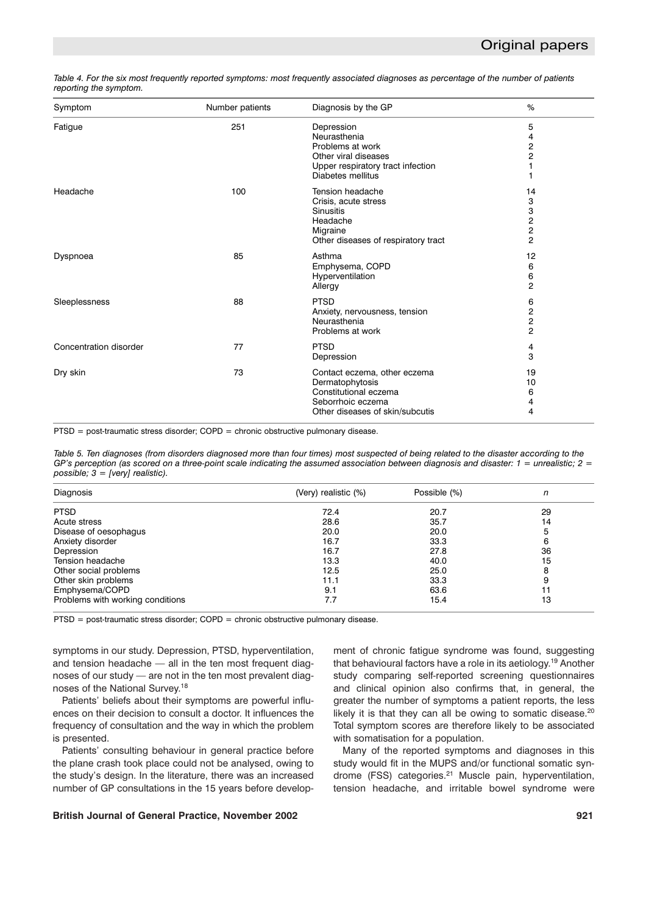*Table 4. For the six most frequently reported symptoms: most frequently associated diagnoses as percentage of the number of patients reporting the symptom.*

| Symptom | Number patients | Diagnosis by the GP | % |
|---|---|---|---|
| Fatigue | 251 | Depression | 5 |
| | | Neurasthenia | 4 |
| | | Problems at work | 2 |
| | | Other viral diseases | 2 |
| | | Upper respiratory tract infection | 1 |
| | | Diabetes mellitus | 1 |
| Headache | 100 | Tension headache | 14 |
| | | Crisis, acute stress | 3 |
| | | Sinusitis | 3 |
| | | Headache | 2 |
| | | Migraine | 2 |
| | | Other diseases of respiratory tract | 2 |
| Dyspnoea | 85 | Asthma | 12 |
| | | Emphysema, COPD | 6 |
| | | Hyperventilation | 6 |
| | | Allergy | 2 |
| Sleeplessness | 88 | PTSD | 6 |
| | | Anxiety, nervousness, tension | 2 |
| | | Neurasthenia | 2 |
| | | Problems at work | 2 |
| Concentration disorder | 77 | PTSD | 4 |
| | | Depression | 3 |
| Dry skin | 73 | Contact eczema, other eczema | 19 |
| | | Dermatophytosis | 10 |
| | | Constitutional eczema | 6 |
| | | Seborrhoic eczema | 4 |
| | | Other diseases of skin/subcutis | 4 |

PTSD = post-traumatic stress disorder; COPD = chronic obstructive pulmonary disease.

*Table 5. Ten diagnoses (from disorders diagnosed more than four times) most suspected of being related to the disaster according to the GP's perception (as scored on a three-point scale indicating the assumed association between diagnosis and disaster: 1 = unrealistic; 2 = possible; 3 = [very] realistic).*

| Diagnosis | (Very) realistic (%) | Possible (%) | *n* |
|---|---|---|---|
| PTSD | 72.4 | 20.7 | 29 |
| Acute stress | 28.6 | 35.7 | 14 |
| Disease of oesophagus | 20.0 | 20.0 | 5 |
| Anxiety disorder | 16.7 | 33.3 | 6 |
| Depression | 16.7 | 27.8 | 36 |
| Tension headache | 13.3 | 40.0 | 15 |
| Other social problems | 12.5 | 25.0 | 8 |
| Other skin problems | 11.1 | 33.3 | 9 |
| Emphysema/COPD | 9.1 | 63.6 | 11 |
| Problems with working conditions | 7.7 | 15.4 | 13 |

PTSD = post-traumatic stress disorder; COPD = chronic obstructive pulmonary disease.

symptoms in our study. Depression, PTSD, hyperventilation, and tension headache — all in the ten most frequent diagnoses of our study — are not in the ten most prevalent diagnoses of the National Survey.[18]

Patients' beliefs about their symptoms are powerful influences on their decision to consult a doctor. It influences the frequency of consultation and the way in which the problem is presented.

Patients' consulting behaviour in general practice before the plane crash took place could not be analysed, owing to the study's design. In the literature, there was an increased number of GP consultations in the 15 years before development of chronic fatigue syndrome was found, suggesting that behavioural factors have a role in its aetiology.[19] Another study comparing self-reported screening questionnaires and clinical opinion also confirms that, in general, the greater the number of symptoms a patient reports, the less likely it is that they can all be owing to somatic disease.[20] Total symptom scores are therefore likely to be associated with somatisation for a population.

Many of the reported symptoms and diagnoses in this study would fit in the MUPS and/or functional somatic syndrome (FSS) categories.[21] Muscle pain, hyperventilation, tension headache, and irritable bowel syndrome were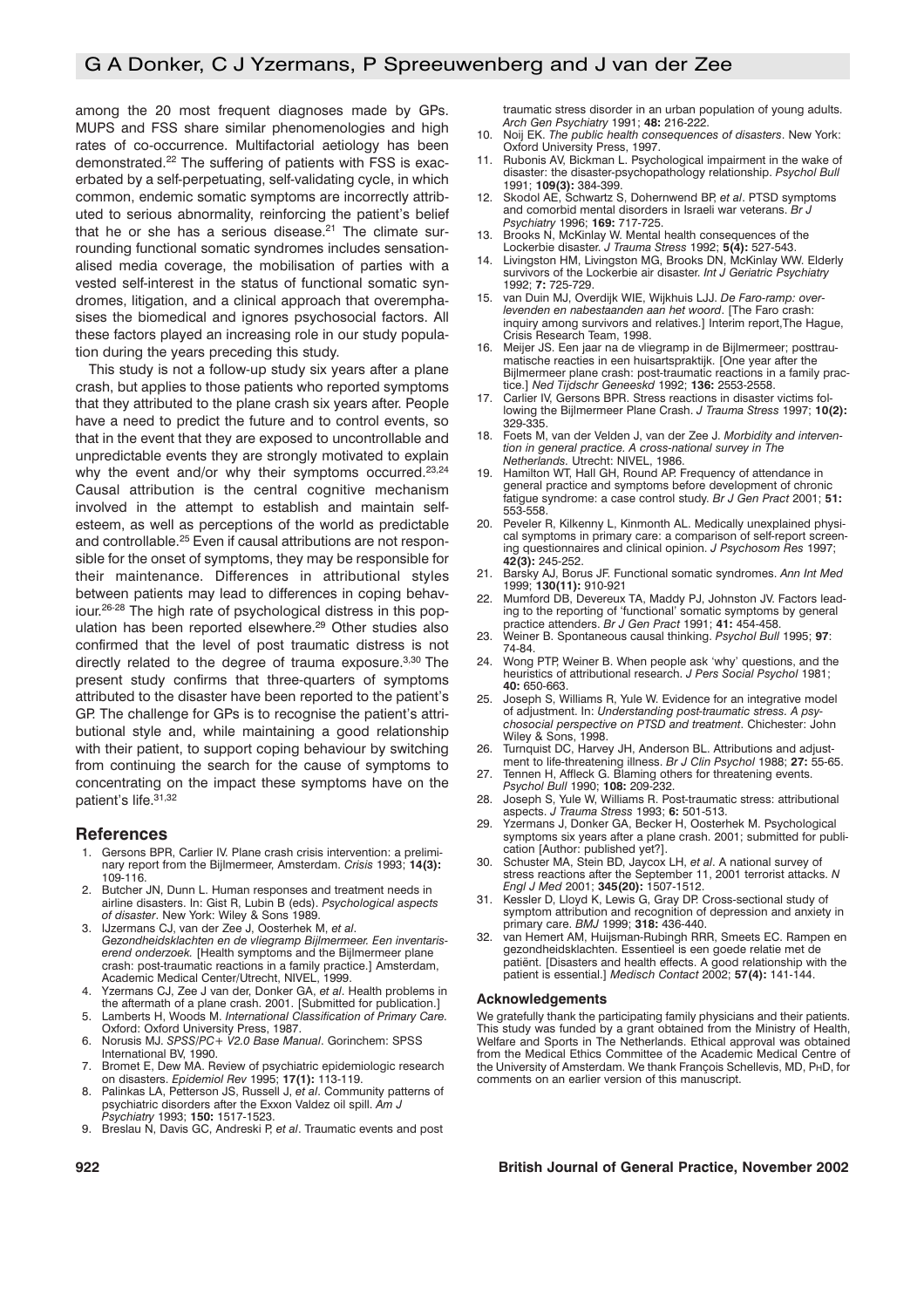among the 20 most frequent diagnoses made by GPs. MUPS and FSS share similar phenomenologies and high rates of co-occurrence. Multifactorial aetiology has been demonstrated.[22] The suffering of patients with FSS is exacerbated by a self-perpetuating, self-validating cycle, in which common, endemic somatic symptoms are incorrectly attributed to serious abnormality, reinforcing the patient's belief that he or she has a serious disease.[21] The climate surrounding functional somatic syndromes includes sensationalised media coverage, the mobilisation of parties with a vested self-interest in the status of functional somatic syndromes, litigation, and a clinical approach that overemphasises the biomedical and ignores psychosocial factors. All these factors played an increasing role in our study population during the years preceding this study.

This study is not a follow-up study six years after a plane crash, but applies to those patients who reported symptoms that they attributed to the plane crash six years after. People have a need to predict the future and to control events, so that in the event that they are exposed to uncontrollable and unpredictable events they are strongly motivated to explain why the event and/or why their symptoms occurred.[23,24] Causal attribution is the central cognitive mechanism involved in the attempt to establish and maintain self-esteem, as well as perceptions of the world as predictable and controllable.[25] Even if causal attributions are not responsible for the onset of symptoms, they may be responsible for their maintenance. Differences in attributional styles between patients may lead to differences in coping behaviour.[26-28] The high rate of psychological distress in this population has been reported elsewhere.[29] Other studies also confirmed that the level of post traumatic distress is not directly related to the degree of trauma exposure.[3,30] The present study confirms that three-quarters of symptoms attributed to the disaster have been reported to the patient's GP. The challenge for GPs is to recognise the patient's attributional style and, while maintaining a good relationship with their patient, to support coping behaviour by switching from continuing the search for the cause of symptoms to concentrating on the impact these symptoms have on the patient's life.[31,32]

## References

1. Gersons BPR, Carlier IV. Plane crash crisis intervention: a preliminary report from the Bijlmermeer, Amsterdam. *Crisis* 1993; **14(3):** 109-116.
2. Butcher JN, Dunn L. Human responses and treatment needs in airline disasters. In: Gist R, Lubin B (eds). *Psychological aspects of disaster*. New York: Wiley & Sons 1989.
3. IJzermans CJ, van der Zee J, Oosterhek M, *et al*. *Gezondheidsklachten en de vliegramp Bijlmermeer. Een inventariserend onderzoek.* [Health symptoms and the Bijlmermeer plane crash: post-traumatic reactions in a family practice.] Amsterdam, Academic Medical Center/Utrecht, NIVEL, 1999.
4. Yzermans CJ, Zee J van der, Donker GA, *et al*. Health problems in the aftermath of a plane crash. 2001. [Submitted for publication.]
5. Lamberts H, Woods M. *International Classification of Primary Care.* Oxford: Oxford University Press, 1987.
6. Norusis MJ. *SPSS/PC+ V2.0 Base Manual*. Gorinchem: SPSS International BV, 1990.
7. Bromet E, Dew MA. Review of psychiatric epidemiologic research on disasters. *Epidemiol Rev* 1995; **17(1):** 113-119.
8. Palinkas LA, Petterson JS, Russell J, *et al*. Community patterns of psychiatric disorders after the Exxon Valdez oil spill. *Am J Psychiatry* 1993; **150:** 1517-1523.
9. Breslau N, Davis GC, Andreski P, *et al*. Traumatic events and post traumatic stress disorder in an urban population of young adults. *Arch Gen Psychiatry* 1991; **48:** 216-222.
10. Noij EK. *The public health consequences of disasters*. New York: Oxford University Press, 1997.
11. Rubonis AV, Bickman L. Psychological impairment in the wake of disaster: the disaster-psychopathology relationship. *Psychol Bull* 1991; **109(3):** 384-399.
12. Skodol AE, Schwartz S, Dohernwend BP, *et al*. PTSD symptoms and comorbid mental disorders in Israeli war veterans. *Br J Psychiatry* 1996; **169:** 717-725.
13. Brooks N, McKinlay W. Mental health consequences of the Lockerbie disaster. *J Trauma Stress* 1992; **5(4):** 527-543.
14. Livingston HM, Livingston MG, Brooks DN, McKinlay WW. Elderly survivors of the Lockerbie air disaster. *Int J Geriatric Psychiatry* 1992; **7:** 725-729.
15. van Duin MJ, Overdijk WIE, Wijkhuis LJJ. *De Faro-ramp: overlevenden en nabestaanden aan het woord*. [The Faro crash: inquiry among survivors and relatives.] Interim report,The Hague, Crisis Research Team, 1998.
16. Meijer JS. Een jaar na de vliegramp in de Bijlmermeer; posttraumatische reacties in een huisartspraktijk. [One year after the Bijlmermeer plane crash: post-traumatic reactions in a family practice.] *Ned Tijdschr Geneeskd* 1992; **136:** 2553-2558.
17. Carlier IV, Gersons BPR. Stress reactions in disaster victims following the Bijlmermeer Plane Crash. *J Trauma Stress* 1997; **10(2):** 329-335.
18. Foets M, van der Velden J, van der Zee J. *Morbidity and intervention in general practice. A cross-national survey in The Netherlands*. Utrecht: NIVEL, 1986.
19. Hamilton WT, Hall GH, Round AP. Frequency of attendance in general practice and symptoms before development of chronic fatigue syndrome: a case control study. *Br J Gen Pract* 2001; **51:** 553-558.
20. Peveler R, Kilkenny L, Kinmonth AL. Medically unexplained physical symptoms in primary care: a comparison of self-report screening questionnaires and clinical opinion. *J Psychosom Res* 1997; **42(3):** 245-252.
21. Barsky AJ, Borus JF. Functional somatic syndromes. *Ann Int Med* 1999; **130(11):** 910-921
22. Mumford DB, Devereux TA, Maddy PJ, Johnston JV. Factors leading to the reporting of 'functional' somatic symptoms by general practice attenders. *Br J Gen Pract* 1991; **41:** 454-458.
23. Weiner B. Spontaneous causal thinking. *Psychol Bull* 1995; **97**: 74-84.
24. Wong PTP, Weiner B. When people ask 'why' questions, and the heuristics of attributional research. *J Pers Social Psychol* 1981; **40:** 650-663.
25. Joseph S, Williams R, Yule W. Evidence for an integrative model of adjustment. In: *Understanding post-traumatic stress. A psychosocial perspective on PTSD and treatment*. Chichester: John Wiley & Sons, 1998.
26. Turnquist DC, Harvey JH, Anderson BL. Attributions and adjustment to life-threatening illness. *Br J Clin Psychol* 1988; **27:** 55-65.
27. Tennen H, Affleck G. Blaming others for threatening events. *Psychol Bull* 1990; **108:** 209-232.
28. Joseph S, Yule W, Williams R. Post-traumatic stress: attributional aspects. *J Trauma Stress* 1993; **6:** 501-513.
29. Yzermans J, Donker GA, Becker H, Oosterhek M. Psychological symptoms six years after a plane crash. 2001; submitted for publication [Author: published yet?].
30. Schuster MA, Stein BD, Jaycox LH, *et al*. A national survey of stress reactions after the September 11, 2001 terrorist attacks. *N Engl J Med* 2001; **345(20):** 1507-1512.
31. Kessler D, Lloyd K, Lewis G, Gray DP. Cross-sectional study of symptom attribution and recognition of depression and anxiety in primary care. *BMJ* 1999; **318:** 436-440.
32. van Hemert AM, Huijsman-Rubingh RRR, Smeets EC. Rampen en gezondheidsklachten. Essentieel is een goede relatie met de patiënt. [Disasters and health effects. A good relationship with the patient is essential.] *Medisch Contact* 2002; **57(4):** 141-144.

### Acknowledgements

We gratefully thank the participating family physicians and their patients. This study was funded by a grant obtained from the Ministry of Health, Welfare and Sports in The Netherlands. Ethical approval was obtained from the Medical Ethics Committee of the Academic Medical Centre of the University of Amsterdam. We thank François Schellevis, MD, PhD, for comments on an earlier version of this manuscript.